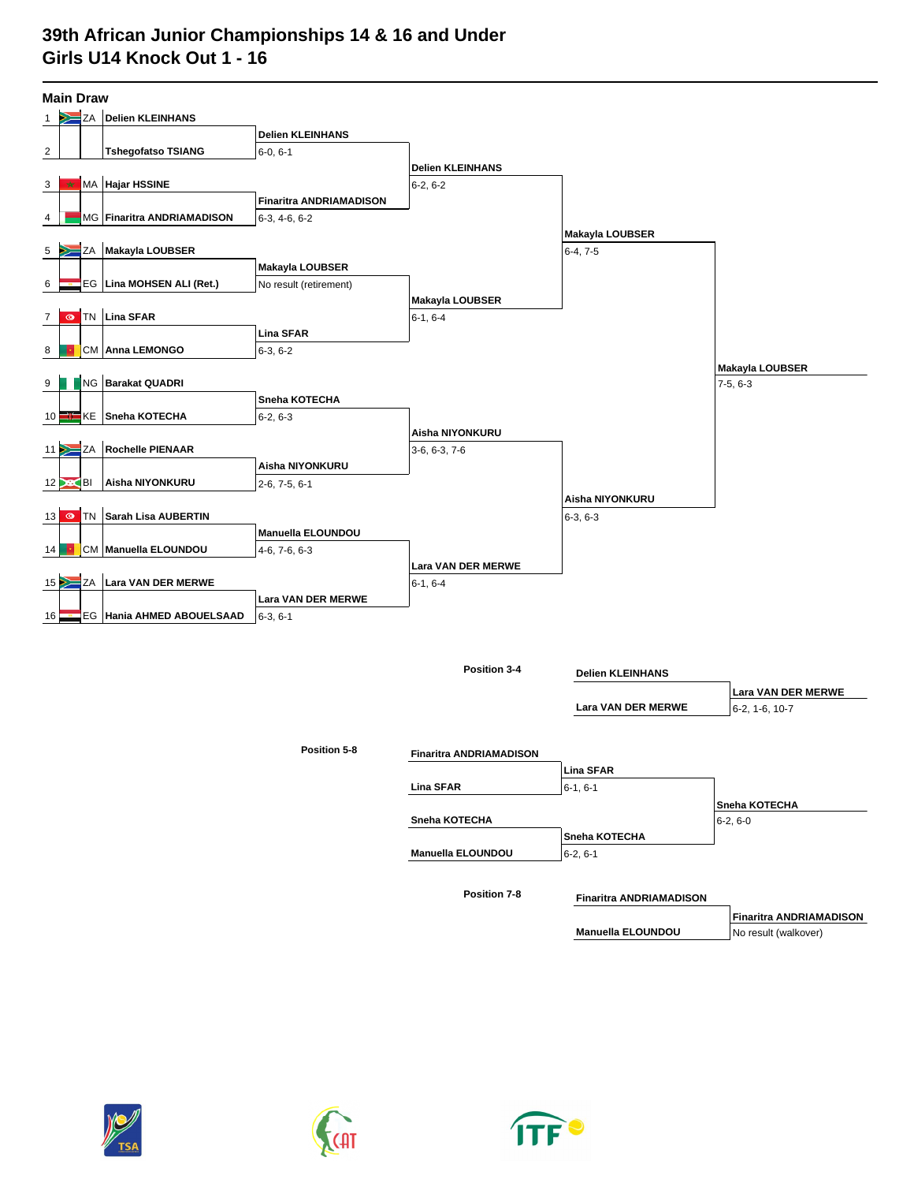# 39th African Junior Championships 14 & 16 and Under
## Girls U14 Knock Out 1 - 16

### Main Draw

| # | Nat. | Player | Round 1 | Quarterfinals | Semifinals | Final |
|---|---|---|---|---|---|---|
| 1 | ZA | Delien KLEINHANS | Delien KLEINHANS 6-0, 6-1 | Delien KLEINHANS 6-2, 6-2 | Makayla LOUBSER 6-4, 7-5 | Makayla LOUBSER 7-5, 6-3 |
| 2 | | Tshegofatso TSIANG | | | | |
| 3 | MA | Hajar HSSINE | Finaritra ANDRIAMADISON 6-3, 4-6, 6-2 | | | |
| 4 | MG | Finaritra ANDRIAMADISON | | | | |
| 5 | ZA | Makayla LOUBSER | Makayla LOUBSER No result (retirement) | Makayla LOUBSER 6-1, 6-4 | | |
| 6 | EG | Lina MOHSEN ALI (Ret.) | | | | |
| 7 | TN | Lina SFAR | Lina SFAR 6-3, 6-2 | | | |
| 8 | CM | Anna LEMONGO | | | | |
| 9 | NG | Barakat QUADRI | Sneha KOTECHA 6-2, 6-3 | Aisha NIYONKURU 3-6, 6-3, 7-6 | Aisha NIYONKURU 6-3, 6-3 | |
| 10 | KE | Sneha KOTECHA | | | | |
| 11 | ZA | Rochelle PIENAAR | Aisha NIYONKURU 2-6, 7-5, 6-1 | | | |
| 12 | BI | Aisha NIYONKURU | | | | |
| 13 | TN | Sarah Lisa AUBERTIN | Manuella ELOUNDOU 4-6, 7-6, 6-3 | Lara VAN DER MERWE 6-1, 6-4 | | |
| 14 | CM | Manuella ELOUNDOU | | | | |
| 15 | ZA | Lara VAN DER MERWE | Lara VAN DER MERWE 6-3, 6-1 | | | |
| 16 | EG | Hania AHMED ABOUELSAAD | | | | |

### Position 3-4

| Player | Winner |
|---|---|
| Delien KLEINHANS | Lara VAN DER MERWE 6-2, 1-6, 10-7 |
| Lara VAN DER MERWE | |

### Position 5-8

| Player | Semifinal | Final |
|---|---|---|
| Finaritra ANDRIAMADISON | Lina SFAR 6-1, 6-1 | Sneha KOTECHA 6-2, 6-0 |
| Lina SFAR | | |
| Sneha KOTECHA | Sneha KOTECHA 6-2, 6-1 | |
| Manuella ELOUNDOU | | |

### Position 7-8

| Player | Winner |
|---|---|
| Finaritra ANDRIAMADISON | Finaritra ANDRIAMADISON No result (walkover) |
| Manuella ELOUNDOU | |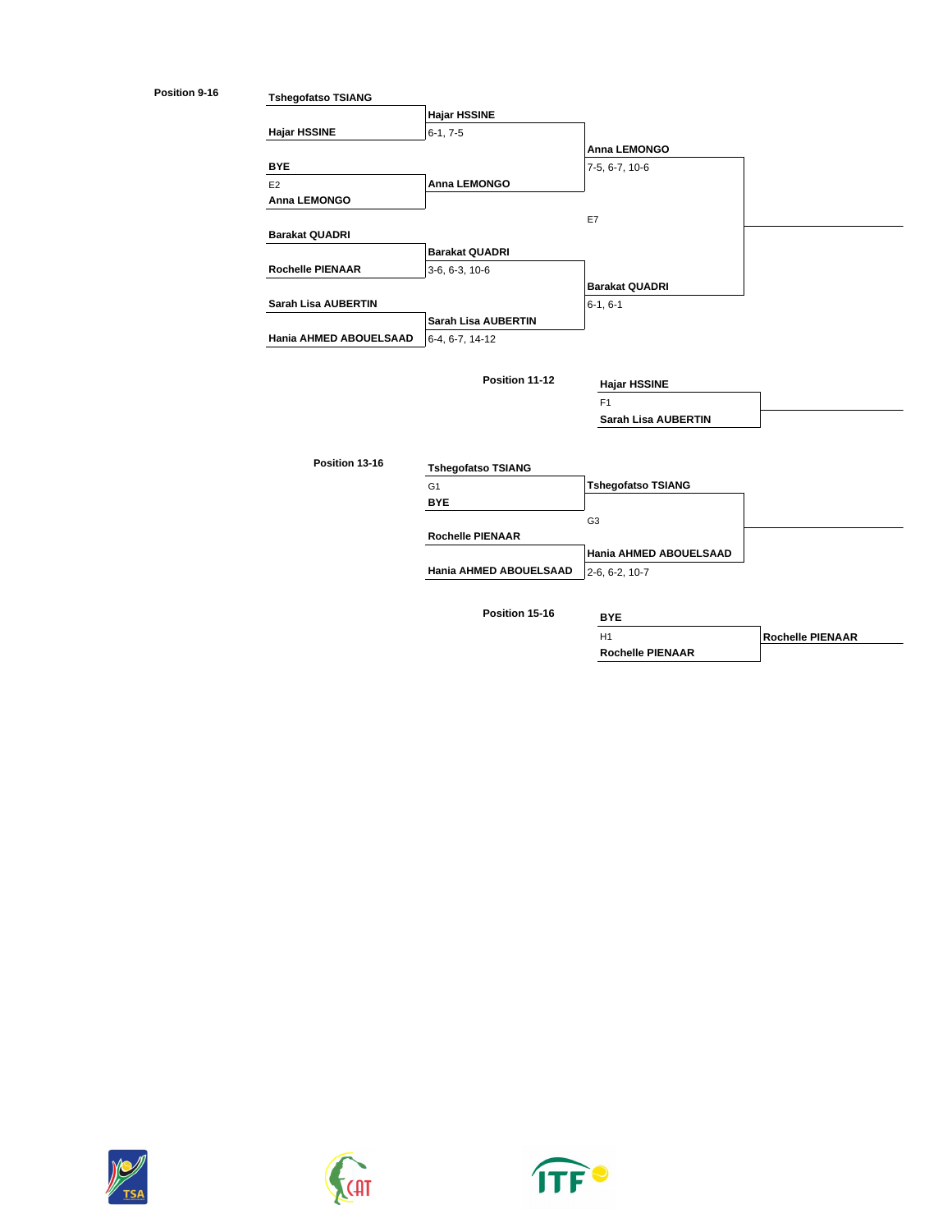### Position 9-16

**First Round**

| Player 1 | Player 2 | Winner | Score |
|---|---|---|---|
| Tshegofatso TSIANG | Hajar HSSINE | Hajar HSSINE | 6-1, 7-5 |
| BYE | Anna LEMONGO | Anna LEMONGO | |
| Barakat QUADRI | Rochelle PIENAAR | Barakat QUADRI | 3-6, 6-3, 10-6 |
| Sarah Lisa AUBERTIN | Hania AHMED ABOUELSAAD | Sarah Lisa AUBERTIN | 6-4, 6-7, 14-12 |

Match code for BYE vs Anna LEMONGO: E2

**Second Round**

| Player 1 | Player 2 | Winner | Score |
|---|---|---|---|
| Hajar HSSINE | Anna LEMONGO | Anna LEMONGO | 7-5, 6-7, 10-6 |
| Barakat QUADRI | Sarah Lisa AUBERTIN | Barakat QUADRI | 6-1, 6-1 |

**Final (E7)**

| Player 1 | Player 2 | Winner | Score |
|---|---|---|---|
| Anna LEMONGO | Barakat QUADRI | | |

### Position 11-12

| Match | Player 1 | Player 2 | Winner |
|---|---|---|---|
| F1 | Hajar HSSINE | Sarah Lisa AUBERTIN | |

### Position 13-16

| Match | Player 1 | Player 2 | Winner | Score |
|---|---|---|---|---|
| G1 | Tshegofatso TSIANG | BYE | Tshegofatso TSIANG | |
| | Rochelle PIENAAR | Hania AHMED ABOUELSAAD | Hania AHMED ABOUELSAAD | 2-6, 6-2, 10-7 |
| G3 | Tshegofatso TSIANG | Hania AHMED ABOUELSAAD | | |

### Position 15-16

| Match | Player 1 | Player 2 | Winner |
|---|---|---|---|
| H1 | BYE | Rochelle PIENAAR | Rochelle PIENAAR |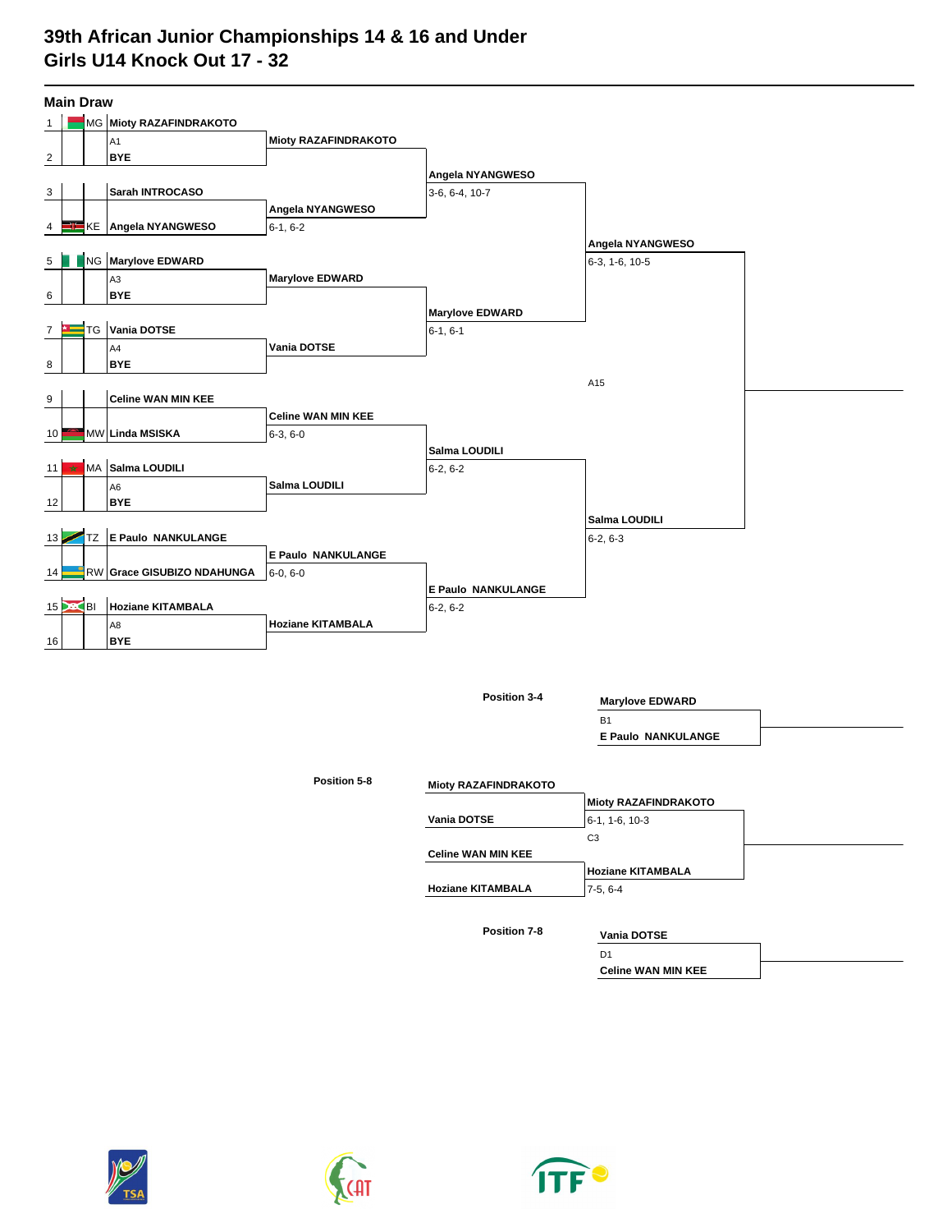# 39th African Junior Championships 14 & 16 and Under
## Girls U14 Knock Out 17 - 32

### Main Draw

| # | Nat | Player | Round 1 | Quarterfinals | Semifinals | Final |
|---|---|---|---|---|---|---|
| 1 | MG | **Mioty RAZAFINDRAKOTO** | | | | |
| | | A1 | **Mioty RAZAFINDRAKOTO** | | | |
| 2 | | **BYE** | | | | |
| | | | | **Angela NYANGWESO** | | |
| | | | | 3-6, 6-4, 10-7 | | |
| 3 | | **Sarah INTROCASO** | | | | |
| | | | **Angela NYANGWESO** | | | |
| 4 | KE | **Angela NYANGWESO** | 6-1, 6-2 | | | |
| | | | | | **Angela NYANGWESO** | |
| | | | | | 6-3, 1-6, 10-5 | |
| 5 | NG | **Marylove EDWARD** | | | | |
| | | A3 | **Marylove EDWARD** | | | |
| 6 | | **BYE** | | | | |
| | | | | **Marylove EDWARD** | | |
| | | | | 6-1, 6-1 | | |
| 7 | TG | **Vania DOTSE** | | | | |
| | | A4 | **Vania DOTSE** | | | |
| 8 | | **BYE** | | | | |
| | | | | | | A15 |
| 9 | | **Celine WAN MIN KEE** | | | | |
| | | | **Celine WAN MIN KEE** | | | |
| 10 | MW | **Linda MSISKA** | 6-3, 6-0 | | | |
| | | | | **Salma LOUDILI** | | |
| | | | | 6-2, 6-2 | | |
| 11 | MA | **Salma LOUDILI** | | | | |
| | | A6 | **Salma LOUDILI** | | | |
| 12 | | **BYE** | | | | |
| | | | | | **Salma LOUDILI** | |
| | | | | | 6-2, 6-3 | |
| 13 | TZ | **E Paulo NANKULANGE** | | | | |
| | | | **E Paulo NANKULANGE** | | | |
| 14 | RW | **Grace GISUBIZO NDAHUNGA** | 6-0, 6-0 | | | |
| | | | | **E Paulo NANKULANGE** | | |
| | | | | 6-2, 6-2 | | |
| 15 | BI | **Hoziane KITAMBALA** | | | | |
| | | A8 | **Hoziane KITAMBALA** | | | |
| 16 | | **BYE** | | | | |

### Position 3-4

| Player | Result |
|---|---|
| **Marylove EDWARD** | |
| B1 | |
| **E Paulo NANKULANGE** | |

### Position 5-8

| Player | Round 1 | Final |
|---|---|---|
| **Mioty RAZAFINDRAKOTO** | | |
| | **Mioty RAZAFINDRAKOTO** | |
| | 6-1, 1-6, 10-3 | |
| **Vania DOTSE** | | |
| | | C3 |
| **Celine WAN MIN KEE** | | |
| | **Hoziane KITAMBALA** | |
| | 7-5, 6-4 | |
| **Hoziane KITAMBALA** | | |

### Position 7-8

| Player | Result |
|---|---|
| **Vania DOTSE** | |
| D1 | |
| **Celine WAN MIN KEE** | |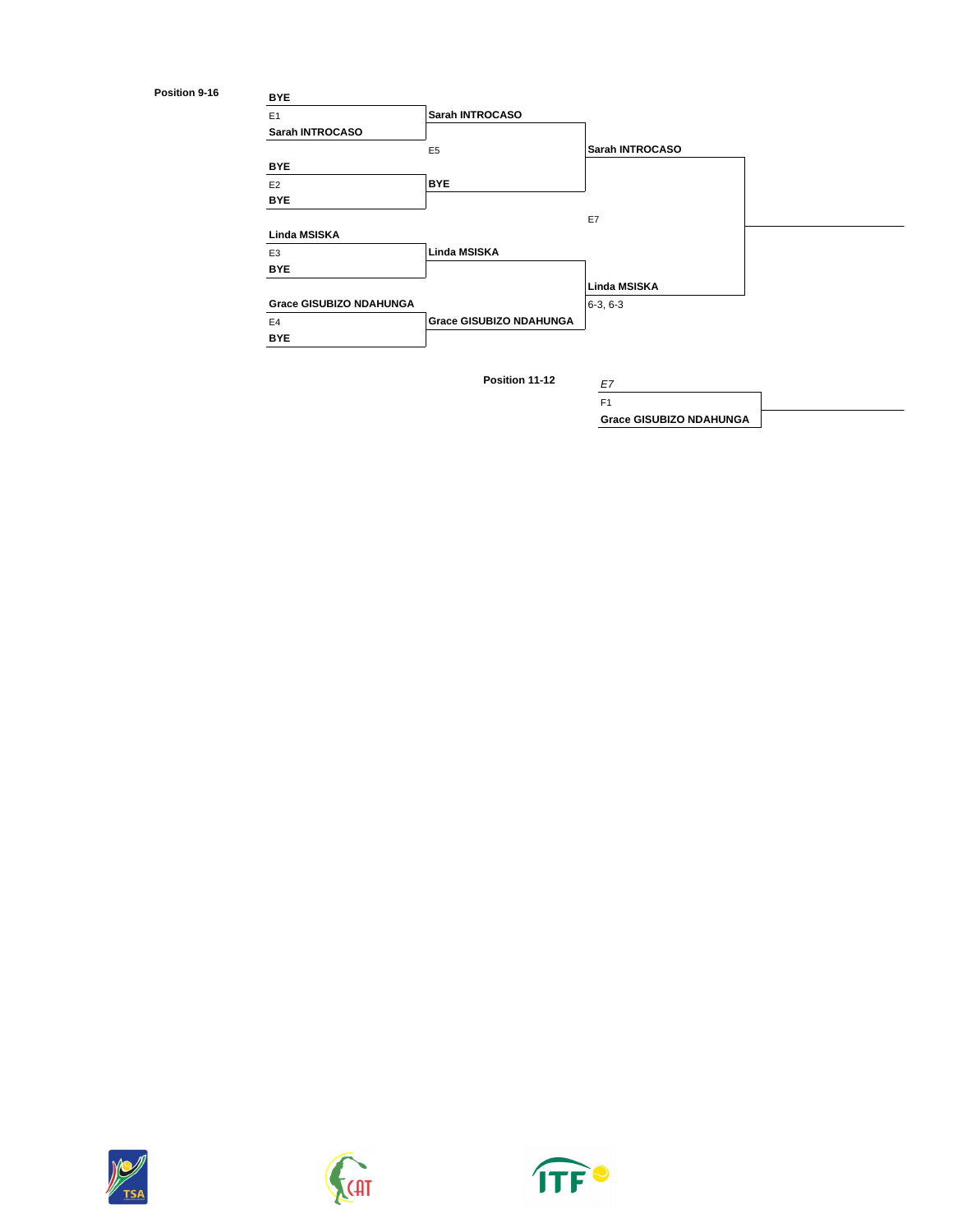**Position 9-16**

BYE
E1
Sarah INTROCASO

Sarah INTROCASO
E5
BYE

BYE
E2
BYE

Sarah INTROCASO
E7
Linda MSISKA
6-3, 6-3

Linda MSISKA
E3
BYE

Linda MSISKA
Grace GISUBIZO NDAHUNGA

Grace GISUBIZO NDAHUNGA
E4
BYE

**Position 11-12**

*E7*
F1
Grace GISUBIZO NDAHUNGA